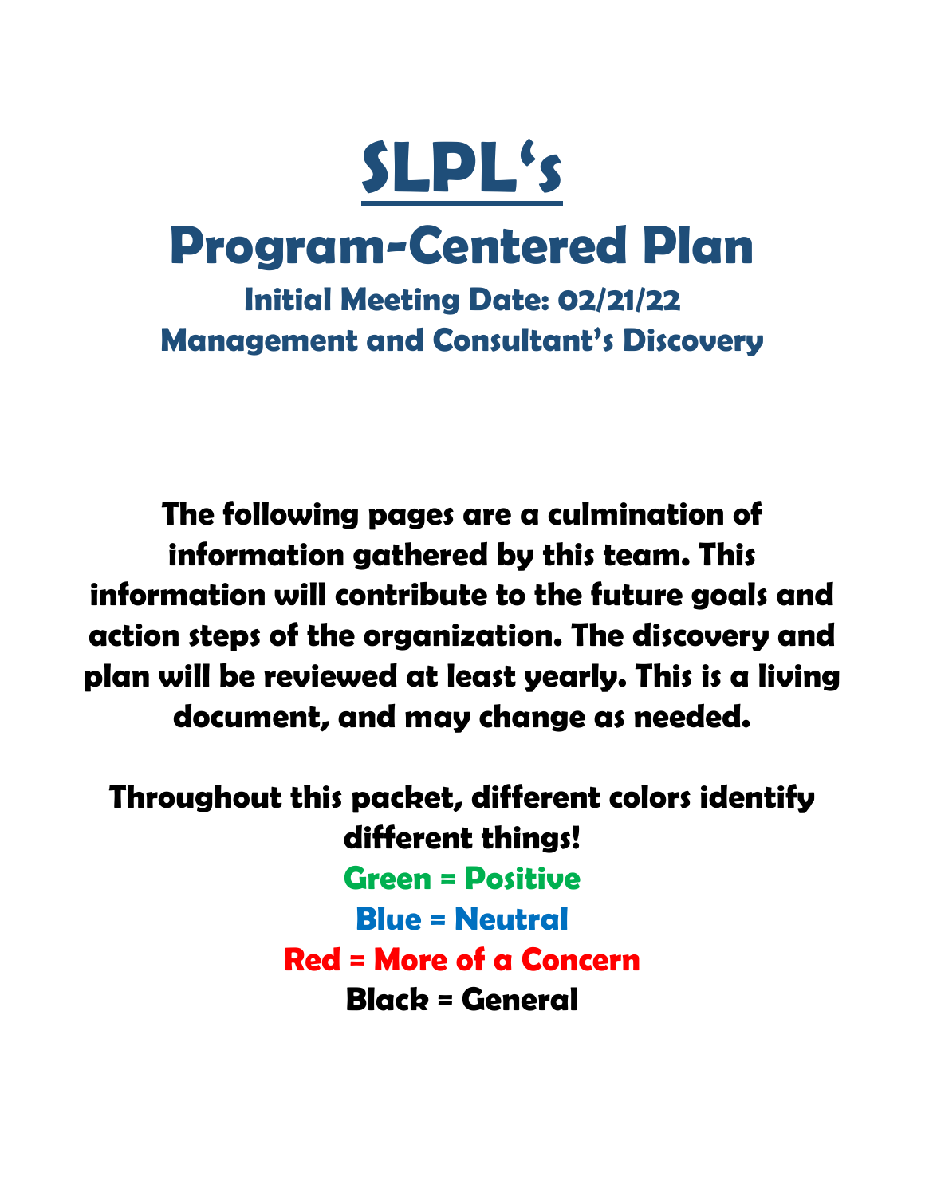# SLPL's

# Program-Centered Plan

## Initial Meeting Date: 02/21/22

## Management and Consultant's Discovery

**The following pages are a culmination of information gathered by this team. This information will contribute to the future goals and action steps of the organization. The discovery and plan will be reviewed at least yearly. This is a living document, and may change as needed.**

**Throughout this packet, different colors identify different things!**

**Green = Positive**

**Blue = Neutral**

**Red = More of a Concern**

**Black = General**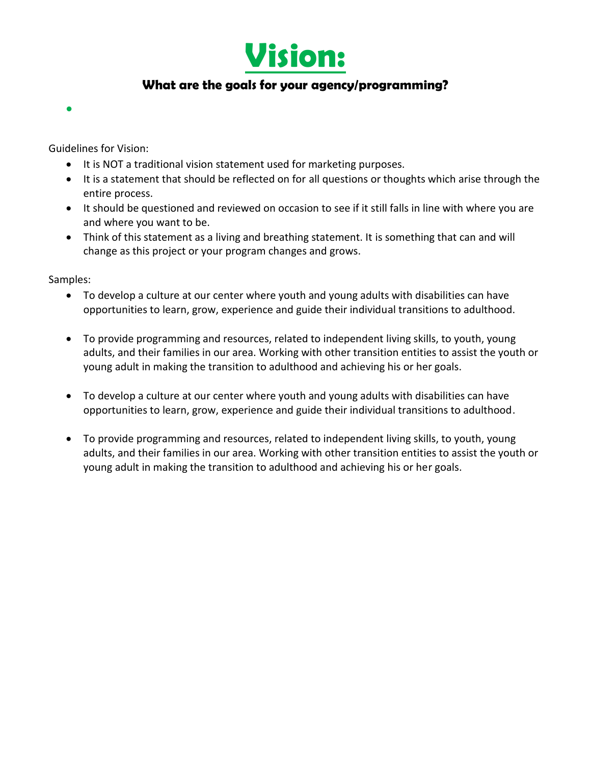# Vision:

### What are the goals for your agency/programming?

- 

Guidelines for Vision:

- It is NOT a traditional vision statement used for marketing purposes.
- It is a statement that should be reflected on for all questions or thoughts which arise through the entire process.
- It should be questioned and reviewed on occasion to see if it still falls in line with where you are and where you want to be.
- Think of this statement as a living and breathing statement. It is something that can and will change as this project or your program changes and grows.

Samples:

- To develop a culture at our center where youth and young adults with disabilities can have opportunities to learn, grow, experience and guide their individual transitions to adulthood.

- To provide programming and resources, related to independent living skills, to youth, young adults, and their families in our area. Working with other transition entities to assist the youth or young adult in making the transition to adulthood and achieving his or her goals.

- To develop a culture at our center where youth and young adults with disabilities can have opportunities to learn, grow, experience and guide their individual transitions to adulthood.

- To provide programming and resources, related to independent living skills, to youth, young adults, and their families in our area. Working with other transition entities to assist the youth or young adult in making the transition to adulthood and achieving his or her goals.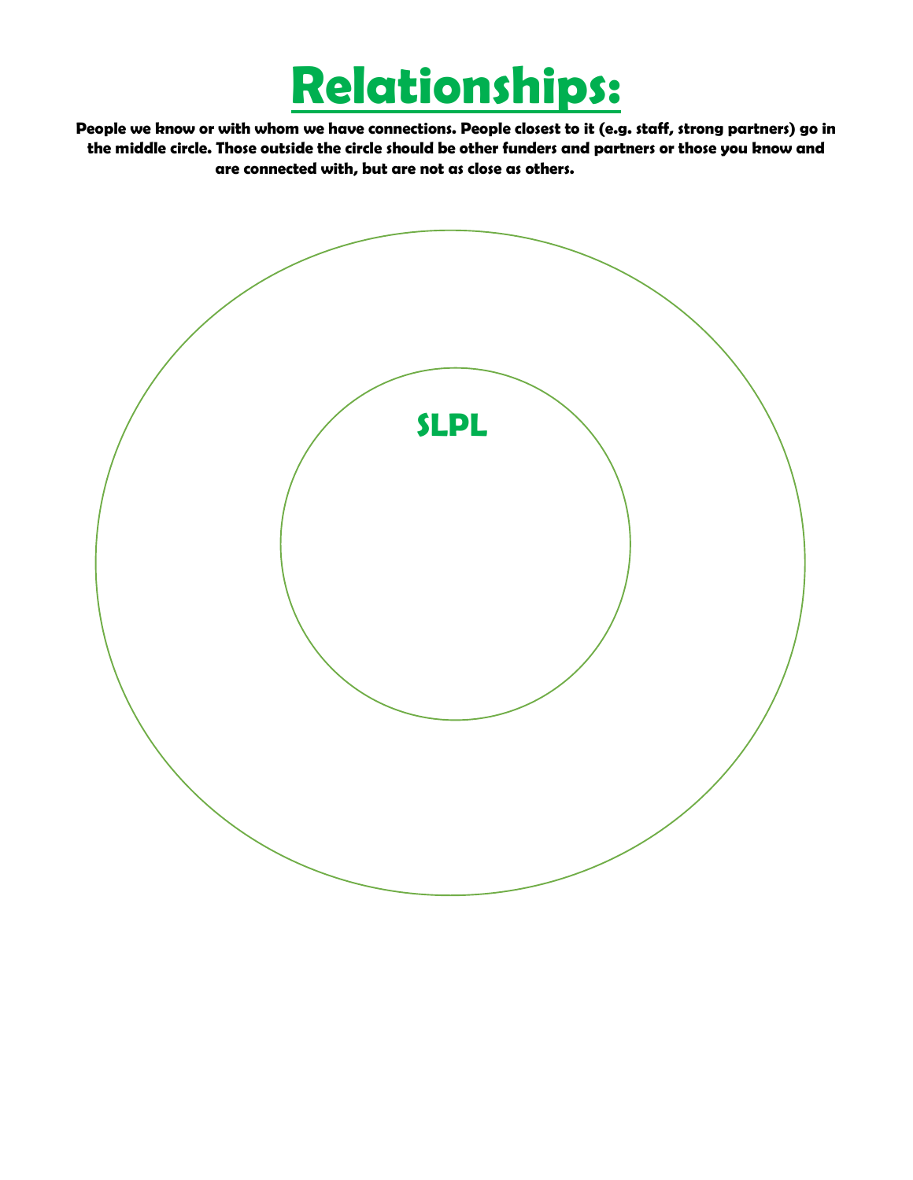# Relationships:

**People we know or with whom we have connections. People closest to it (e.g. staff, strong partners) go in the middle circle. Those outside the circle should be other funders and partners or those you know and are connected with, but are not as close as others.**

**SLPL**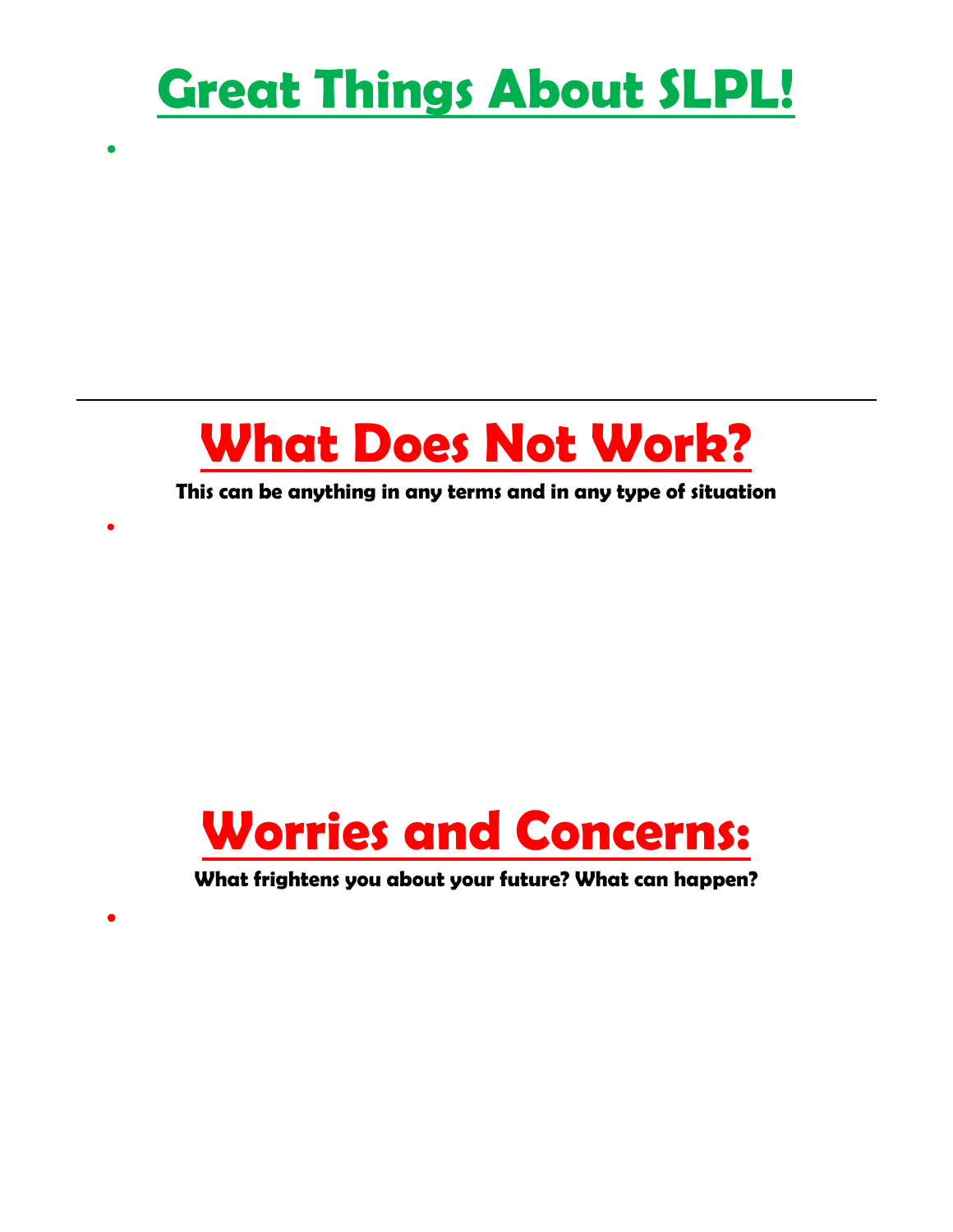# Great Things About SLPL!

- 

---

# What Does Not Work?

**This can be anything in any terms and in any type of situation**

- 

# Worries and Concerns:

**What frightens you about your future? What can happen?**

-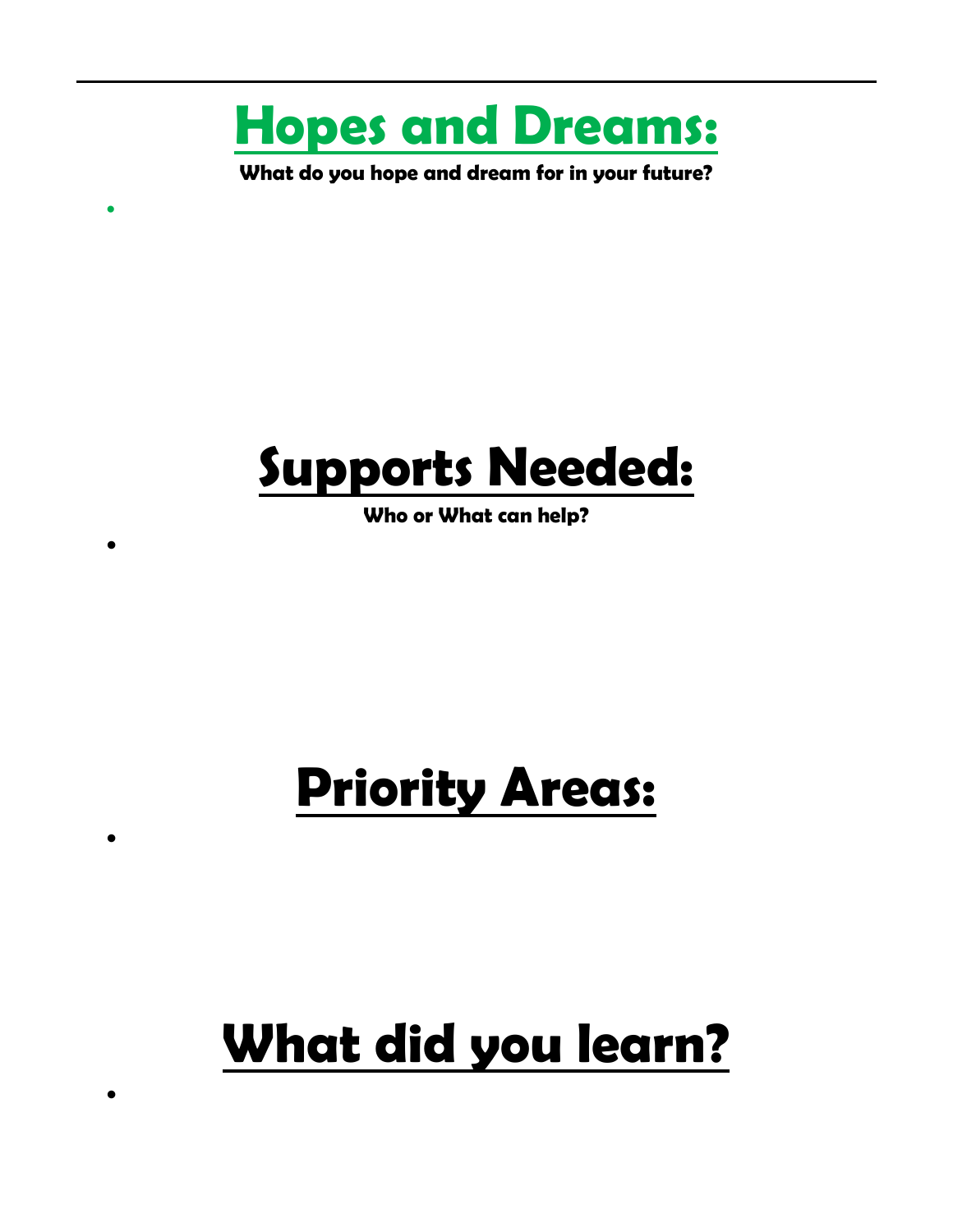# Hopes and Dreams:

**What do you hope and dream for in your future?**

- 

# Supports Needed:

**Who or What can help?**

- 

# Priority Areas:

- 

# What did you learn?

-